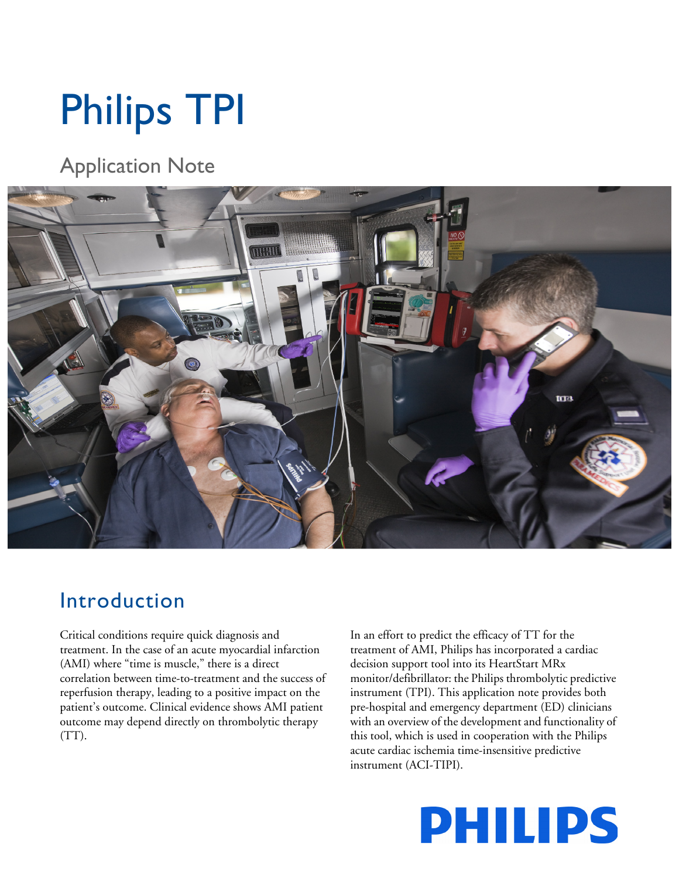# Philips TPI

## Application Note

## Introduction

Critical conditions require quick diagnosis and treatment. In the case of an acute myocardial infarction (AMI) where "time is muscle," there is a direct correlation between time-to-treatment and the success of reperfusion therapy, leading to a positive impact on the patient's outcome. Clinical evidence shows AMI patient outcome may depend directly on thrombolytic therapy (TT).

In an effort to predict the efficacy of TT for the treatment of AMI, Philips has incorporated a cardiac decision support tool into its HeartStart MRx monitor/defibrillator: the Philips thrombolytic predictive instrument (TPI). This application note provides both pre-hospital and emergency department (ED) clinicians with an overview of the development and functionality of this tool, which is used in cooperation with the Philips acute cardiac ischemia time-insensitive predictive instrument (ACI-TIPI).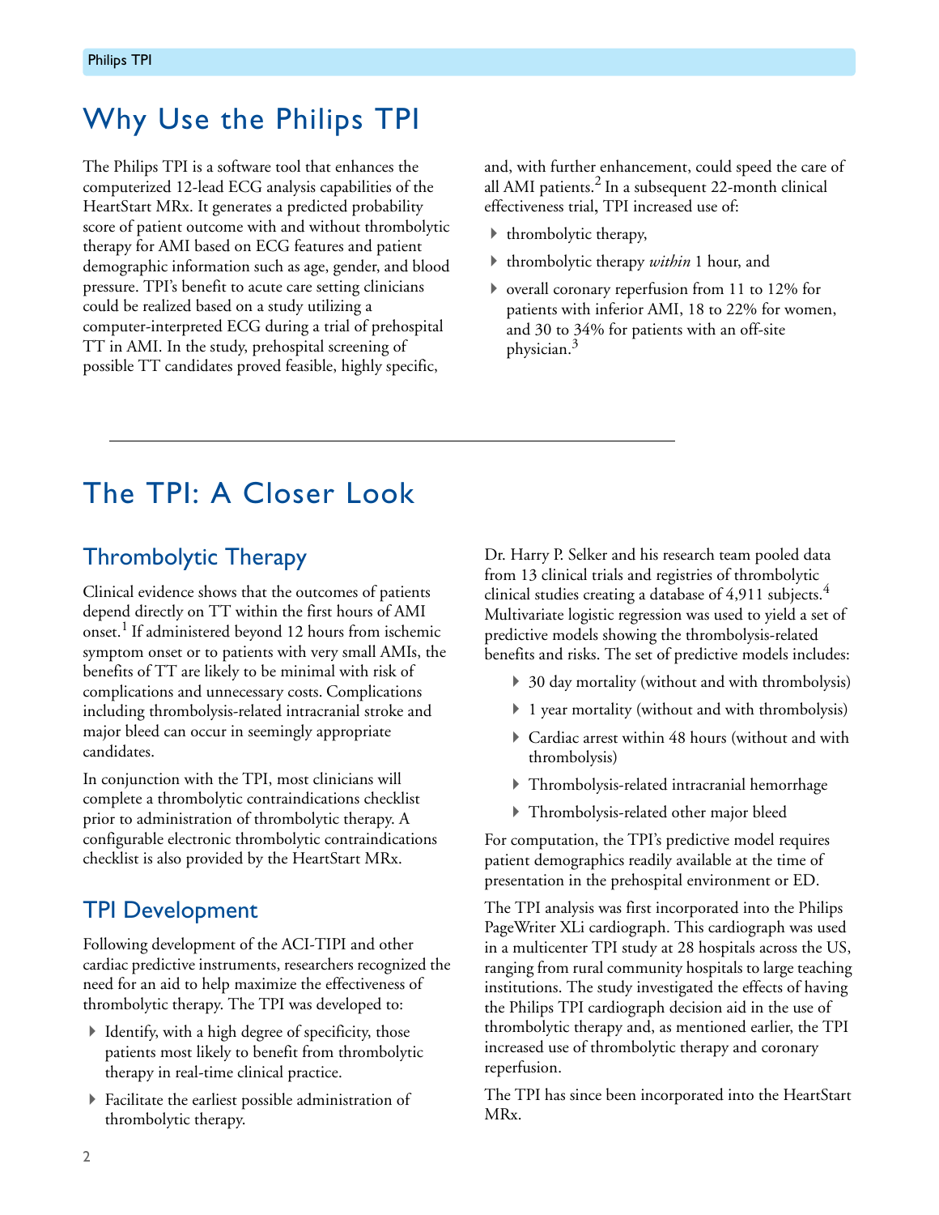# Why Use the Philips TPI

The Philips TPI is a software tool that enhances the computerized 12-lead ECG analysis capabilities of the HeartStart MRx. It generates a predicted probability score of patient outcome with and without thrombolytic therapy for AMI based on ECG features and patient demographic information such as age, gender, and blood pressure. TPI's benefit to acute care setting clinicians could be realized based on a study utilizing a computer-interpreted ECG during a trial of prehospital TT in AMI. In the study, prehospital screening of possible TT candidates proved feasible, highly specific, and, with further enhancement, could speed the care of all AMI patients.[2] In a subsequent 22-month clinical effectiveness trial, TPI increased use of:

- thrombolytic therapy,
- thrombolytic therapy *within* 1 hour, and
- overall coronary reperfusion from 11 to 12% for patients with inferior AMI, 18 to 22% for women, and 30 to 34% for patients with an off-site physician.[3]

# The TPI: A Closer Look

## Thrombolytic Therapy

Clinical evidence shows that the outcomes of patients depend directly on TT within the first hours of AMI onset.[1] If administered beyond 12 hours from ischemic symptom onset or to patients with very small AMIs, the benefits of TT are likely to be minimal with risk of complications and unnecessary costs. Complications including thrombolysis-related intracranial stroke and major bleed can occur in seemingly appropriate candidates.

In conjunction with the TPI, most clinicians will complete a thrombolytic contraindications checklist prior to administration of thrombolytic therapy. A configurable electronic thrombolytic contraindications checklist is also provided by the HeartStart MRx.

## TPI Development

Following development of the ACI-TIPI and other cardiac predictive instruments, researchers recognized the need for an aid to help maximize the effectiveness of thrombolytic therapy. The TPI was developed to:

- Identify, with a high degree of specificity, those patients most likely to benefit from thrombolytic therapy in real-time clinical practice.
- Facilitate the earliest possible administration of thrombolytic therapy.

Dr. Harry P. Selker and his research team pooled data from 13 clinical trials and registries of thrombolytic clinical studies creating a database of 4,911 subjects.[4] Multivariate logistic regression was used to yield a set of predictive models showing the thrombolysis-related benefits and risks. The set of predictive models includes:

- 30 day mortality (without and with thrombolysis)
- 1 year mortality (without and with thrombolysis)
- Cardiac arrest within 48 hours (without and with thrombolysis)
- Thrombolysis-related intracranial hemorrhage
- Thrombolysis-related other major bleed

For computation, the TPI's predictive model requires patient demographics readily available at the time of presentation in the prehospital environment or ED.

The TPI analysis was first incorporated into the Philips PageWriter XLi cardiograph. This cardiograph was used in a multicenter TPI study at 28 hospitals across the US, ranging from rural community hospitals to large teaching institutions. The study investigated the effects of having the Philips TPI cardiograph decision aid in the use of thrombolytic therapy and, as mentioned earlier, the TPI increased use of thrombolytic therapy and coronary reperfusion.

The TPI has since been incorporated into the HeartStart MRx.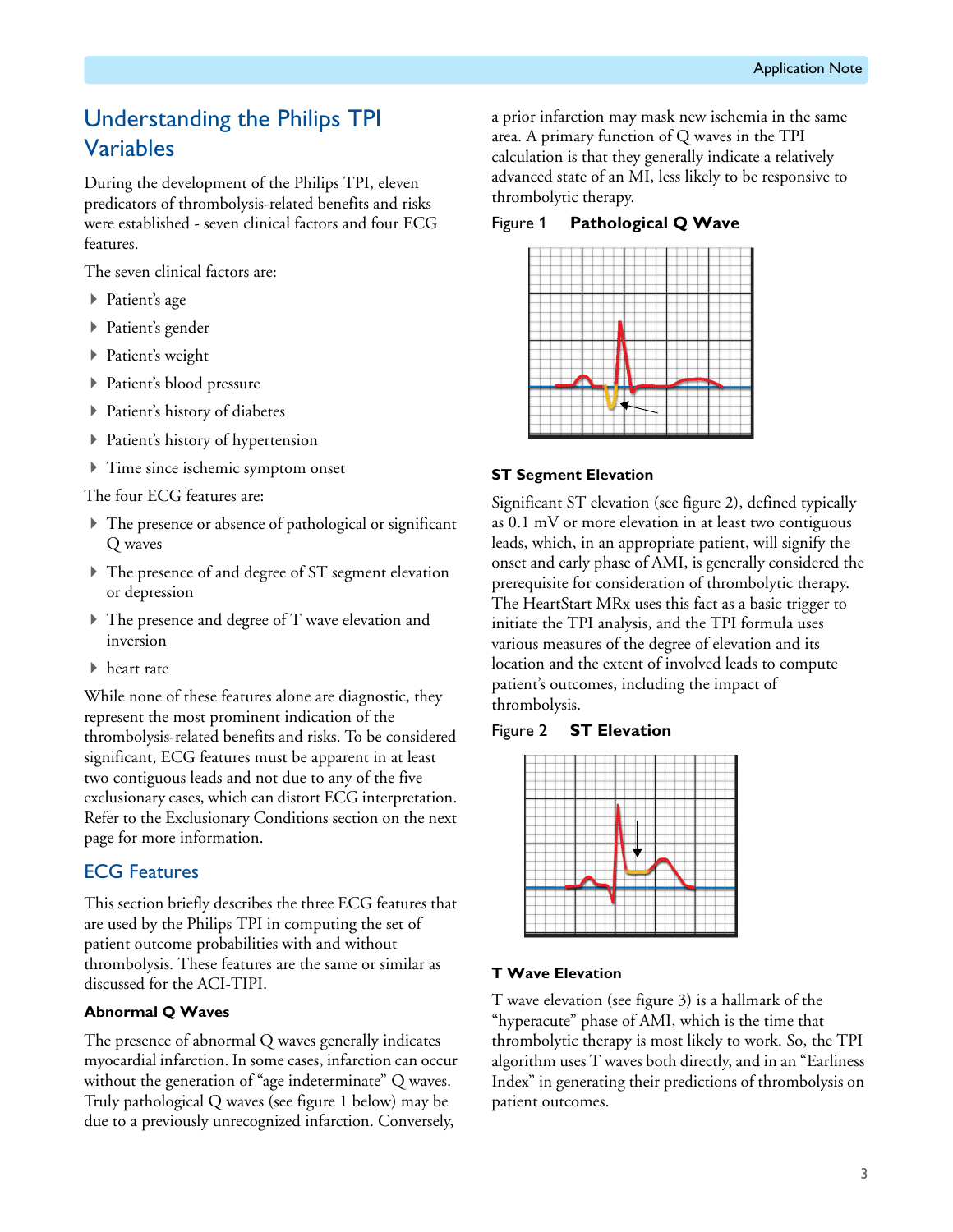## Understanding the Philips TPI Variables

During the development of the Philips TPI, eleven predicators of thrombolysis-related benefits and risks were established - seven clinical factors and four ECG features.

The seven clinical factors are:

- Patient's age
- Patient's gender
- Patient's weight
- Patient's blood pressure
- Patient's history of diabetes
- Patient's history of hypertension
- Time since ischemic symptom onset

The four ECG features are:

- The presence or absence of pathological or significant Q waves
- The presence of and degree of ST segment elevation or depression
- The presence and degree of T wave elevation and inversion
- heart rate

While none of these features alone are diagnostic, they represent the most prominent indication of the thrombolysis-related benefits and risks. To be considered significant, ECG features must be apparent in at least two contiguous leads and not due to any of the five exclusionary cases, which can distort ECG interpretation. Refer to the Exclusionary Conditions section on the next page for more information.

## ECG Features

This section briefly describes the three ECG features that are used by the Philips TPI in computing the set of patient outcome probabilities with and without thrombolysis. These features are the same or similar as discussed for the ACI-TIPI.

### Abnormal Q Waves

The presence of abnormal Q waves generally indicates myocardial infarction. In some cases, infarction can occur without the generation of "age indeterminate" Q waves. Truly pathological Q waves (see figure 1 below) may be due to a previously unrecognized infarction. Conversely, a prior infarction may mask new ischemia in the same area. A primary function of Q waves in the TPI calculation is that they generally indicate a relatively advanced state of an MI, less likely to be responsive to thrombolytic therapy.

Figure 1 **Pathological Q Wave**

### ST Segment Elevation

Significant ST elevation (see figure 2), defined typically as 0.1 mV or more elevation in at least two contiguous leads, which, in an appropriate patient, will signify the onset and early phase of AMI, is generally considered the prerequisite for consideration of thrombolytic therapy. The HeartStart MRx uses this fact as a basic trigger to initiate the TPI analysis, and the TPI formula uses various measures of the degree of elevation and its location and the extent of involved leads to compute patient's outcomes, including the impact of thrombolysis.

Figure 2 **ST Elevation**

### T Wave Elevation

T wave elevation (see figure 3) is a hallmark of the "hyperacute" phase of AMI, which is the time that thrombolytic therapy is most likely to work. So, the TPI algorithm uses T waves both directly, and in an "Earliness Index" in generating their predictions of thrombolysis on patient outcomes.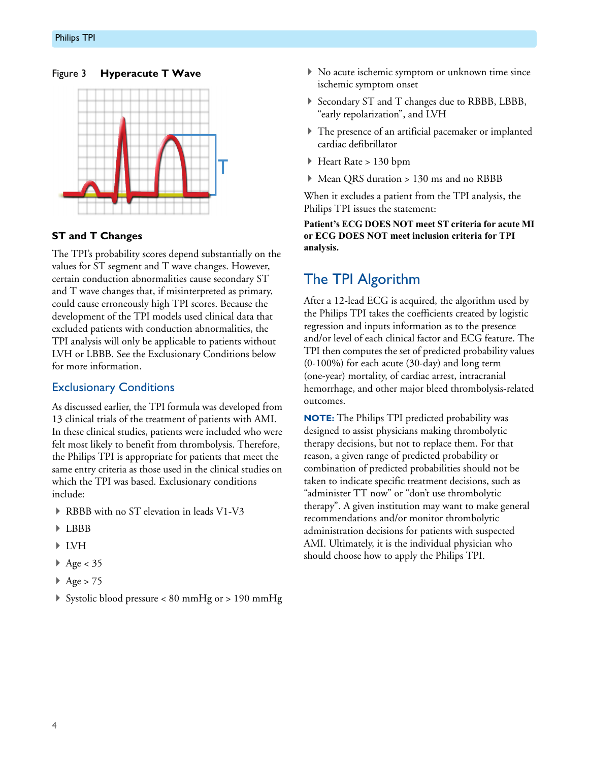Figure 3 **Hyperacute T Wave**

### ST and T Changes

The TPI's probability scores depend substantially on the values for ST segment and T wave changes. However, certain conduction abnormalities cause secondary ST and T wave changes that, if misinterpreted as primary, could cause erroneously high TPI scores. Because the development of the TPI models used clinical data that excluded patients with conduction abnormalities, the TPI analysis will only be applicable to patients without LVH or LBBB. See the Exclusionary Conditions below for more information.

### Exclusionary Conditions

As discussed earlier, the TPI formula was developed from 13 clinical trials of the treatment of patients with AMI. In these clinical studies, patients were included who were felt most likely to benefit from thrombolysis. Therefore, the Philips TPI is appropriate for patients that meet the same entry criteria as those used in the clinical studies on which the TPI was based. Exclusionary conditions include:

- RBBB with no ST elevation in leads V1-V3
- LBBB
- LVH
- Age < 35
- Age > 75
- Systolic blood pressure < 80 mmHg or > 190 mmHg
- No acute ischemic symptom or unknown time since ischemic symptom onset
- Secondary ST and T changes due to RBBB, LBBB, "early repolarization", and LVH
- The presence of an artificial pacemaker or implanted cardiac defibrillator
- Heart Rate > 130 bpm
- Mean QRS duration > 130 ms and no RBBB

When it excludes a patient from the TPI analysis, the Philips TPI issues the statement:

**Patient's ECG DOES NOT meet ST criteria for acute MI or ECG DOES NOT meet inclusion criteria for TPI analysis.**

## The TPI Algorithm

After a 12-lead ECG is acquired, the algorithm used by the Philips TPI takes the coefficients created by logistic regression and inputs information as to the presence and/or level of each clinical factor and ECG feature. The TPI then computes the set of predicted probability values (0-100%) for each acute (30-day) and long term (one-year) mortality, of cardiac arrest, intracranial hemorrhage, and other major bleed thrombolysis-related outcomes.

**NOTE:** The Philips TPI predicted probability was designed to assist physicians making thrombolytic therapy decisions, but not to replace them. For that reason, a given range of predicted probability or combination of predicted probabilities should not be taken to indicate specific treatment decisions, such as "administer TT now" or "don't use thrombolytic therapy". A given institution may want to make general recommendations and/or monitor thrombolytic administration decisions for patients with suspected AMI. Ultimately, it is the individual physician who should choose how to apply the Philips TPI.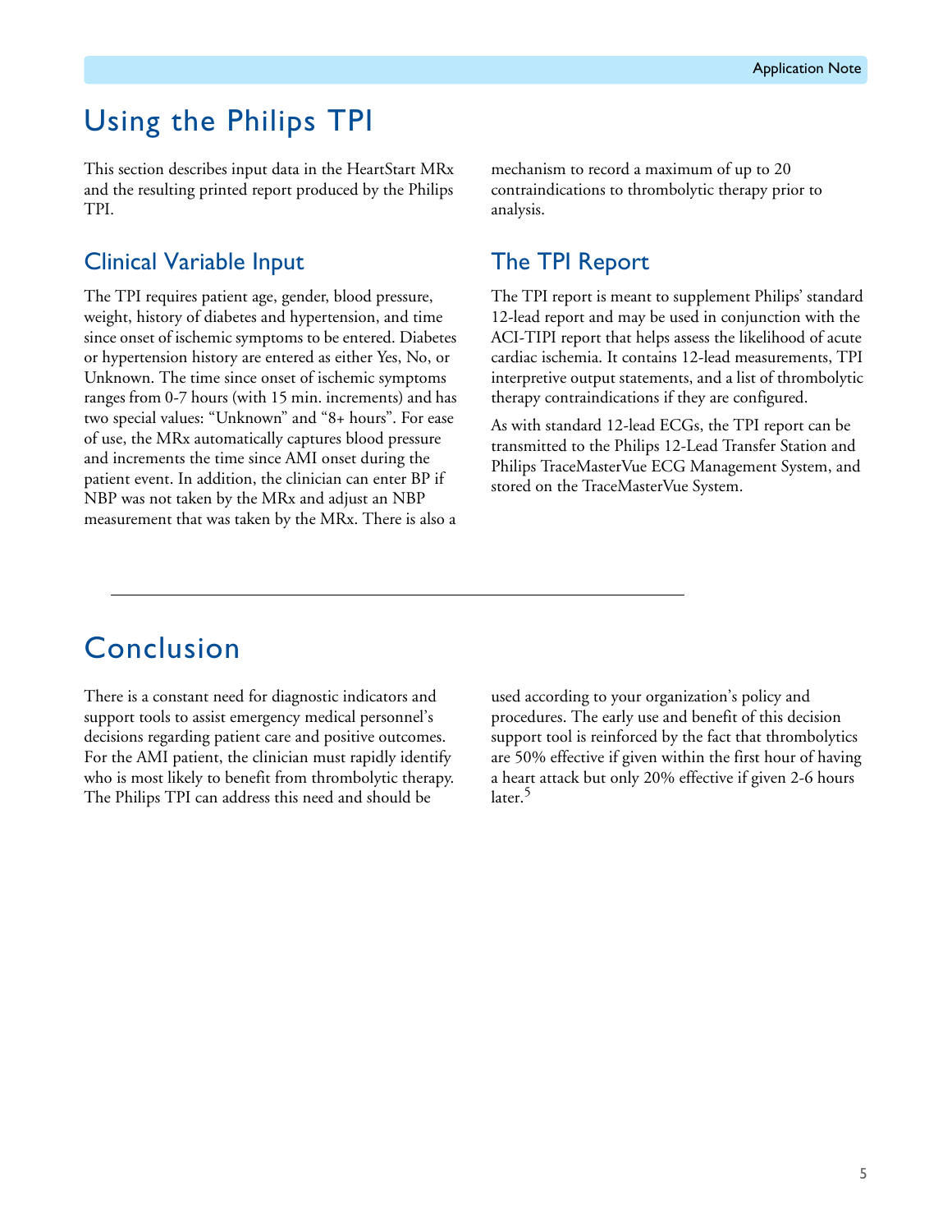# Using the Philips TPI

This section describes input data in the HeartStart MRx and the resulting printed report produced by the Philips TPI.

## Clinical Variable Input

The TPI requires patient age, gender, blood pressure, weight, history of diabetes and hypertension, and time since onset of ischemic symptoms to be entered. Diabetes or hypertension history are entered as either Yes, No, or Unknown. The time since onset of ischemic symptoms ranges from 0-7 hours (with 15 min. increments) and has two special values: "Unknown" and "8+ hours". For ease of use, the MRx automatically captures blood pressure and increments the time since AMI onset during the patient event. In addition, the clinician can enter BP if NBP was not taken by the MRx and adjust an NBP measurement that was taken by the MRx. There is also a mechanism to record a maximum of up to 20 contraindications to thrombolytic therapy prior to analysis.

## The TPI Report

The TPI report is meant to supplement Philips' standard 12-lead report and may be used in conjunction with the ACI-TIPI report that helps assess the likelihood of acute cardiac ischemia. It contains 12-lead measurements, TPI interpretive output statements, and a list of thrombolytic therapy contraindications if they are configured.

As with standard 12-lead ECGs, the TPI report can be transmitted to the Philips 12-Lead Transfer Station and Philips TraceMasterVue ECG Management System, and stored on the TraceMasterVue System.

---

# Conclusion

There is a constant need for diagnostic indicators and support tools to assist emergency medical personnel's decisions regarding patient care and positive outcomes. For the AMI patient, the clinician must rapidly identify who is most likely to benefit from thrombolytic therapy. The Philips TPI can address this need and should be used according to your organization's policy and procedures. The early use and benefit of this decision support tool is reinforced by the fact that thrombolytics are 50% effective if given within the first hour of having a heart attack but only 20% effective if given 2-6 hours later.[5]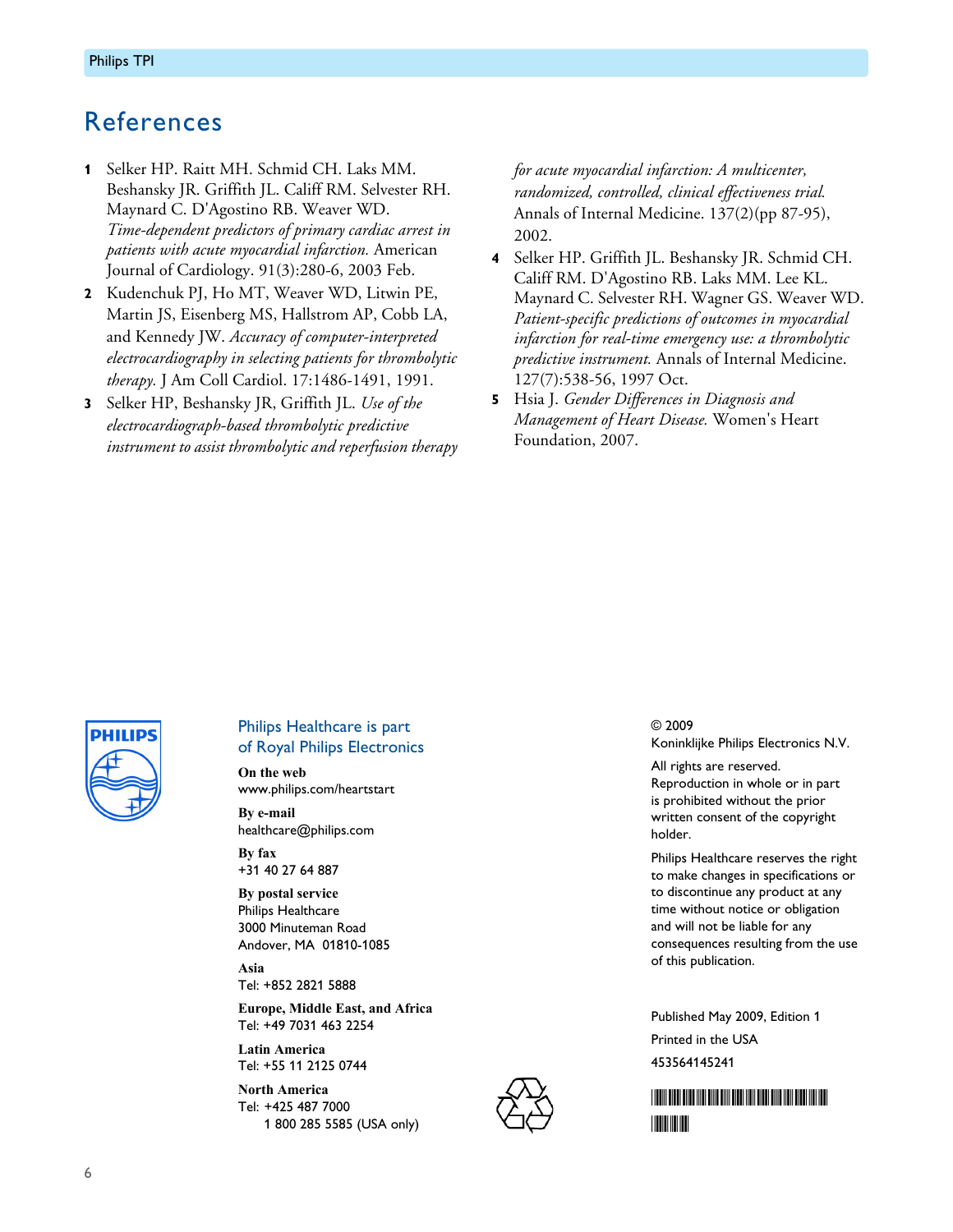# References

1. Selker HP. Raitt MH. Schmid CH. Laks MM. Beshansky JR. Griffith JL. Califf RM. Selvester RH. Maynard C. D'Agostino RB. Weaver WD. *Time-dependent predictors of primary cardiac arrest in patients with acute myocardial infarction.* American Journal of Cardiology. 91(3):280-6, 2003 Feb.
2. Kudenchuk PJ, Ho MT, Weaver WD, Litwin PE, Martin JS, Eisenberg MS, Hallstrom AP, Cobb LA, and Kennedy JW. *Accuracy of computer-interpreted electrocardiography in selecting patients for thrombolytic therapy.* J Am Coll Cardiol. 17:1486-1491, 1991.
3. Selker HP, Beshansky JR, Griffith JL. *Use of the electrocardiograph-based thrombolytic predictive instrument to assist thrombolytic and reperfusion therapy for acute myocardial infarction: A multicenter, randomized, controlled, clinical effectiveness trial.* Annals of Internal Medicine. 137(2)(pp 87-95), 2002.
4. Selker HP. Griffith JL. Beshansky JR. Schmid CH. Califf RM. D'Agostino RB. Laks MM. Lee KL. Maynard C. Selvester RH. Wagner GS. Weaver WD. *Patient-specific predictions of outcomes in myocardial infarction for real-time emergency use: a thrombolytic predictive instrument.* Annals of Internal Medicine. 127(7):538-56, 1997 Oct.
5. Hsia J. *Gender Differences in Diagnosis and Management of Heart Disease.* Women's Heart Foundation, 2007.

PHILIPS

Philips Healthcare is part of Royal Philips Electronics

**On the web**
www.philips.com/heartstart

**By e-mail**
healthcare@philips.com

**By fax**
+31 40 27 64 887

**By postal service**
Philips Healthcare
3000 Minuteman Road
Andover, MA 01810-1085

**Asia**
Tel: +852 2821 5888

**Europe, Middle East, and Africa**
Tel: +49 7031 463 2254

**Latin America**
Tel: +55 11 2125 0744

**North America**
Tel: +425 487 7000
1 800 285 5585 (USA only)

© 2009
Koninklijke Philips Electronics N.V.

All rights are reserved. Reproduction in whole or in part is prohibited without the prior written consent of the copyright holder.

Philips Healthcare reserves the right to make changes in specifications or to discontinue any product at any time without notice or obligation and will not be liable for any consequences resulting from the use of this publication.

Published May 2009, Edition 1

Printed in the USA

453564145241